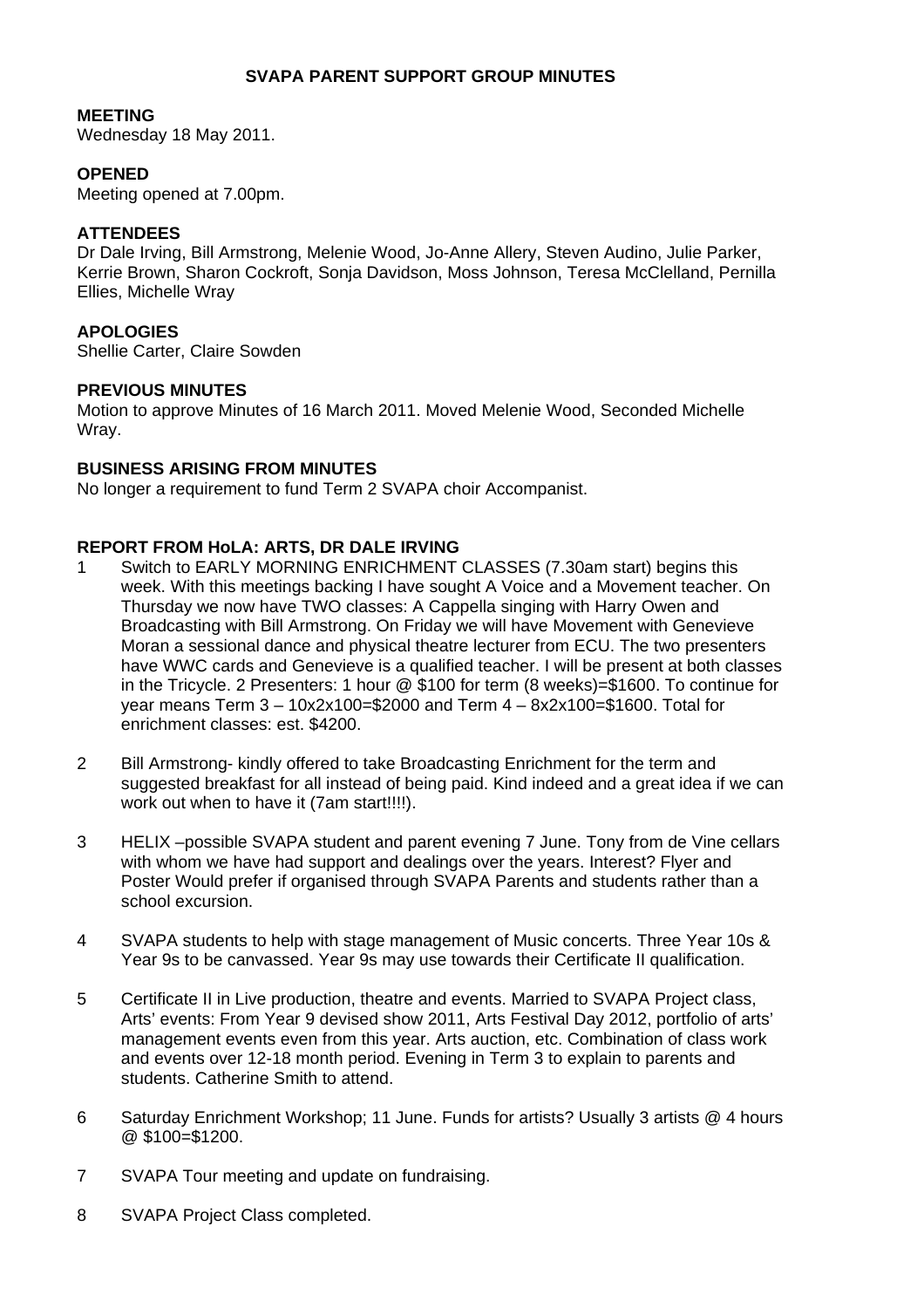# SVAPA PARENT SUPPORT GROUP MINUTES

**MEETING**
Wednesday 18 May 2011.

**OPENED**
Meeting opened at 7.00pm.

**ATTENDEES**
Dr Dale Irving, Bill Armstrong, Melenie Wood, Jo-Anne Allery, Steven Audino, Julie Parker, Kerrie Brown, Sharon Cockroft, Sonja Davidson, Moss Johnson, Teresa McClelland, Pernilla Ellies, Michelle Wray

**APOLOGIES**
Shellie Carter, Claire Sowden

**PREVIOUS MINUTES**
Motion to approve Minutes of 16 March 2011. Moved Melenie Wood, Seconded Michelle Wray.

**BUSINESS ARISING FROM MINUTES**
No longer a requirement to fund Term 2 SVAPA choir Accompanist.

**REPORT FROM HoLA: ARTS, DR DALE IRVING**

1. Switch to EARLY MORNING ENRICHMENT CLASSES (7.30am start) begins this week. With this meetings backing I have sought A Voice and a Movement teacher. On Thursday we now have TWO classes: A Cappella singing with Harry Owen and Broadcasting with Bill Armstrong. On Friday we will have Movement with Genevieve Moran a sessional dance and physical theatre lecturer from ECU. The two presenters have WWC cards and Genevieve is a qualified teacher. I will be present at both classes in the Tricycle. 2 Presenters: 1 hour @ $100 for term (8 weeks)=$1600. To continue for year means Term 3 – 10x2x100=$2000 and Term 4 – 8x2x100=$1600. Total for enrichment classes: est. $4200.

2. Bill Armstrong- kindly offered to take Broadcasting Enrichment for the term and suggested breakfast for all instead of being paid. Kind indeed and a great idea if we can work out when to have it (7am start!!!!).

3. HELIX –possible SVAPA student and parent evening 7 June. Tony from de Vine cellars with whom we have had support and dealings over the years. Interest? Flyer and Poster Would prefer if organised through SVAPA Parents and students rather than a school excursion.

4. SVAPA students to help with stage management of Music concerts. Three Year 10s & Year 9s to be canvassed. Year 9s may use towards their Certificate II qualification.

5. Certificate II in Live production, theatre and events. Married to SVAPA Project class, Arts' events: From Year 9 devised show 2011, Arts Festival Day 2012, portfolio of arts' management events even from this year. Arts auction, etc. Combination of class work and events over 12-18 month period. Evening in Term 3 to explain to parents and students. Catherine Smith to attend.

6. Saturday Enrichment Workshop; 11 June. Funds for artists? Usually 3 artists @ 4 hours @ $100=$1200.

7. SVAPA Tour meeting and update on fundraising.

8. SVAPA Project Class completed.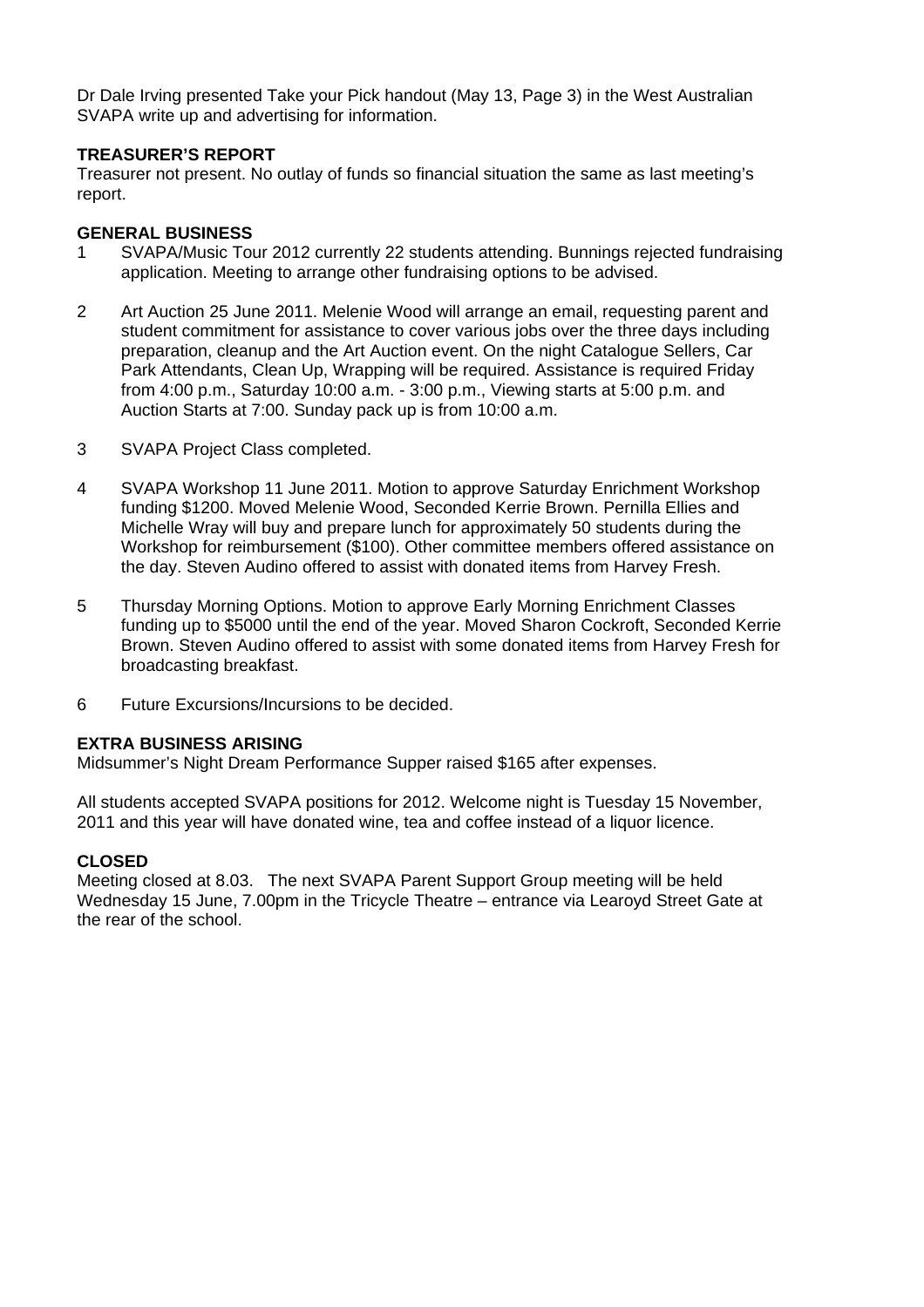Dr Dale Irving presented Take your Pick handout (May 13, Page 3) in the West Australian SVAPA write up and advertising for information.

**TREASURER'S REPORT**

Treasurer not present. No outlay of funds so financial situation the same as last meeting's report.

**GENERAL BUSINESS**

1. SVAPA/Music Tour 2012 currently 22 students attending. Bunnings rejected fundraising application. Meeting to arrange other fundraising options to be advised.

2. Art Auction 25 June 2011. Melenie Wood will arrange an email, requesting parent and student commitment for assistance to cover various jobs over the three days including preparation, cleanup and the Art Auction event. On the night Catalogue Sellers, Car Park Attendants, Clean Up, Wrapping will be required. Assistance is required Friday from 4:00 p.m., Saturday 10:00 a.m. - 3:00 p.m., Viewing starts at 5:00 p.m. and Auction Starts at 7:00. Sunday pack up is from 10:00 a.m.

3. SVAPA Project Class completed.

4. SVAPA Workshop 11 June 2011. Motion to approve Saturday Enrichment Workshop funding $1200. Moved Melenie Wood, Seconded Kerrie Brown. Pernilla Ellies and Michelle Wray will buy and prepare lunch for approximately 50 students during the Workshop for reimbursement ($100). Other committee members offered assistance on the day. Steven Audino offered to assist with donated items from Harvey Fresh.

5. Thursday Morning Options. Motion to approve Early Morning Enrichment Classes funding up to $5000 until the end of the year. Moved Sharon Cockroft, Seconded Kerrie Brown. Steven Audino offered to assist with some donated items from Harvey Fresh for broadcasting breakfast.

6. Future Excursions/Incursions to be decided.

**EXTRA BUSINESS ARISING**

Midsummer's Night Dream Performance Supper raised $165 after expenses.

All students accepted SVAPA positions for 2012. Welcome night is Tuesday 15 November, 2011 and this year will have donated wine, tea and coffee instead of a liquor licence.

**CLOSED**

Meeting closed at 8.03. The next SVAPA Parent Support Group meeting will be held Wednesday 15 June, 7.00pm in the Tricycle Theatre – entrance via Learoyd Street Gate at the rear of the school.